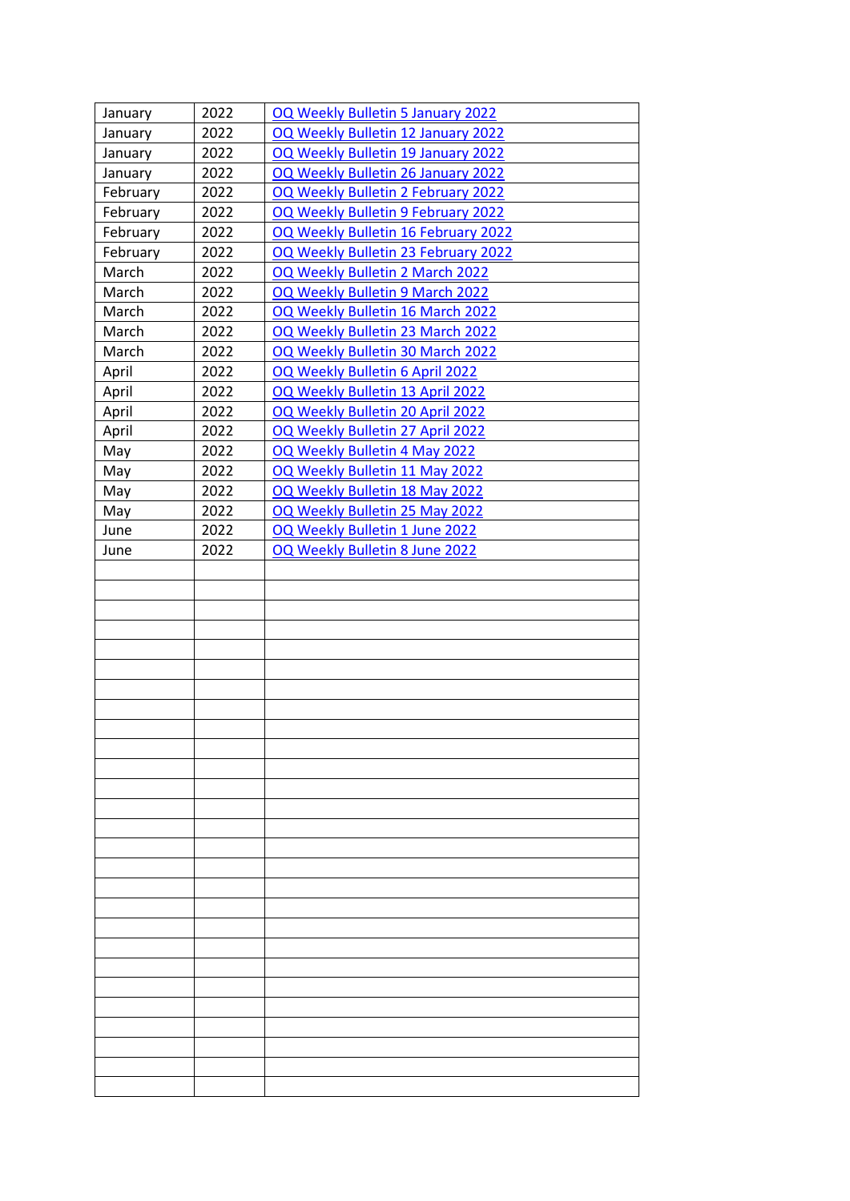| January | 2022 | OQ Weekly Bulletin 5 January 2022 |
|---|---|---|
| January | 2022 | OQ Weekly Bulletin 12 January 2022 |
| January | 2022 | OQ Weekly Bulletin 19 January 2022 |
| January | 2022 | OQ Weekly Bulletin 26 January 2022 |
| February | 2022 | OQ Weekly Bulletin 2 February 2022 |
| February | 2022 | OQ Weekly Bulletin 9 February 2022 |
| February | 2022 | OQ Weekly Bulletin 16 February 2022 |
| February | 2022 | OQ Weekly Bulletin 23 February 2022 |
| March | 2022 | OQ Weekly Bulletin 2 March 2022 |
| March | 2022 | OQ Weekly Bulletin 9 March 2022 |
| March | 2022 | OQ Weekly Bulletin 16 March 2022 |
| March | 2022 | OQ Weekly Bulletin 23 March 2022 |
| March | 2022 | OQ Weekly Bulletin 30 March 2022 |
| April | 2022 | OQ Weekly Bulletin 6 April 2022 |
| April | 2022 | OQ Weekly Bulletin 13 April 2022 |
| April | 2022 | OQ Weekly Bulletin 20 April 2022 |
| April | 2022 | OQ Weekly Bulletin 27 April 2022 |
| May | 2022 | OQ Weekly Bulletin 4 May 2022 |
| May | 2022 | OQ Weekly Bulletin 11 May 2022 |
| May | 2022 | OQ Weekly Bulletin 18 May 2022 |
| May | 2022 | OQ Weekly Bulletin 25 May 2022 |
| June | 2022 | OQ Weekly Bulletin 1 June 2022 |
| June | 2022 | OQ Weekly Bulletin 8 June 2022 |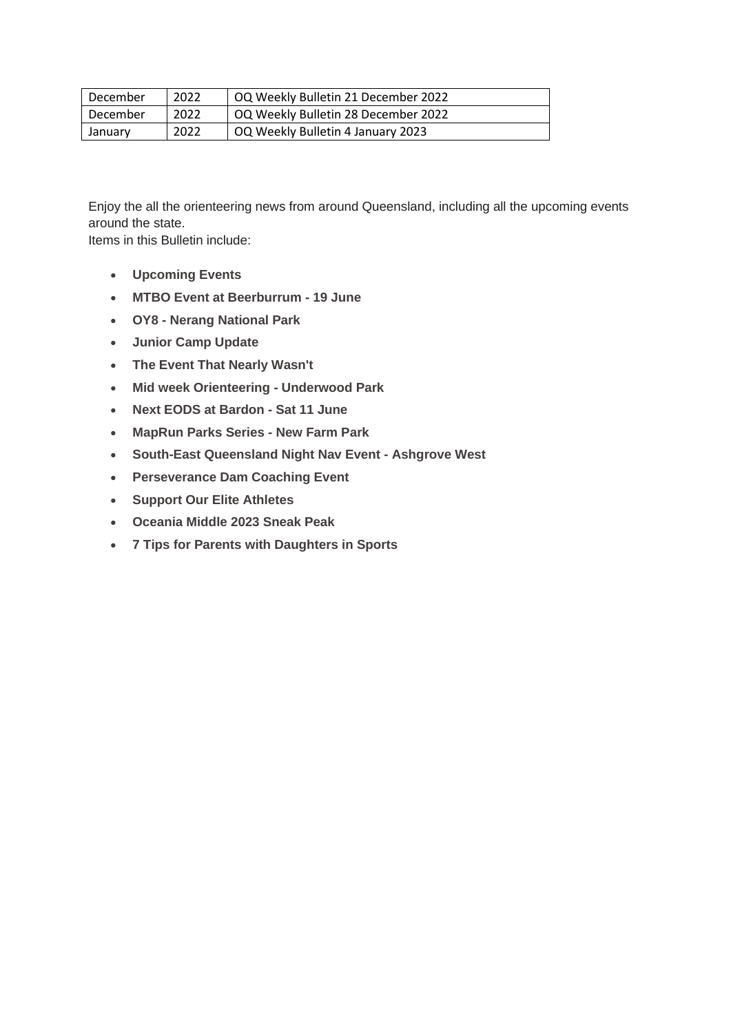| | | |
|---|---|---|
| December | 2022 | OQ Weekly Bulletin 21 December 2022 |
| December | 2022 | OQ Weekly Bulletin 28 December 2022 |
| January | 2022 | OQ Weekly Bulletin 4 January 2023 |

Enjoy the all the orienteering news from around Queensland, including all the upcoming events around the state.
Items in this Bulletin include:

- **Upcoming Events**
- **MTBO Event at Beerburrum - 19 June**
- **OY8 - Nerang National Park**
- **Junior Camp Update**
- **The Event That Nearly Wasn't**
- **Mid week Orienteering - Underwood Park**
- **Next EODS at Bardon - Sat 11 June**
- **MapRun Parks Series - New Farm Park**
- **South-East Queensland Night Nav Event - Ashgrove West**
- **Perseverance Dam Coaching Event**
- **Support Our Elite Athletes**
- **Oceania Middle 2023 Sneak Peak**
- **7 Tips for Parents with Daughters in Sports**